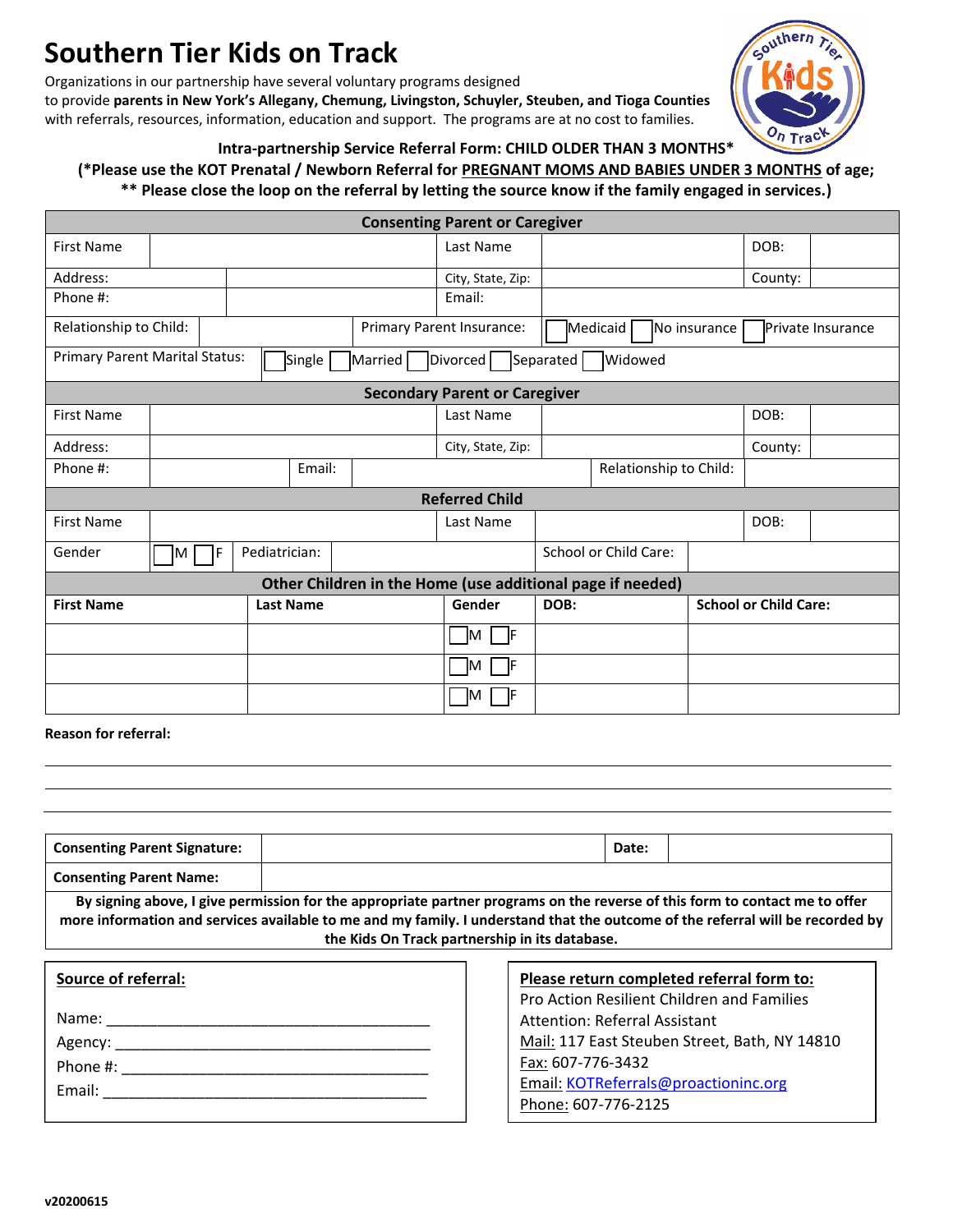# Southern Tier Kids on Track

Organizations in our partnership have several voluntary programs designed to provide **parents in New York's Allegany, Chemung, Livingston, Schuyler, Steuben, and Tioga Counties** with referrals, resources, information, education and support. The programs are at no cost to families.

**Intra-partnership Service Referral Form: CHILD OLDER THAN 3 MONTHS***

**(*Please use the KOT Prenatal / Newborn Referral for PREGNANT MOMS AND BABIES UNDER 3 MONTHS of age;**
**** Please close the loop on the referral by letting the source know if the family engaged in services.)**

| **Consenting Parent or Caregiver** | | | | | |
|---|---|---|---|---|---|
| First Name | | Last Name | | DOB: | |
| Address: | | City, State, Zip: | | County: | |
| Phone #: | | Email: | | | |
| Relationship to Child: | | Primary Parent Insurance: | ☐ Medicaid ☐ No insurance ☐ Private Insurance | | |
| Primary Parent Marital Status: | ☐ Single ☐ Married ☐ Divorced ☐ Separated ☐ Widowed | | | | |

| **Secondary Parent or Caregiver** | | | | | |
|---|---|---|---|---|---|
| First Name | | Last Name | | DOB: | |
| Address: | | City, State, Zip: | | County: | |
| Phone #: | | Email: | | Relationship to Child: | |

| **Referred Child** | | | | | |
|---|---|---|---|---|---|
| First Name | | Last Name | | DOB: | |
| Gender | ☐ M ☐ F | Pediatrician: | | School or Child Care: | |

**Other Children in the Home (use additional page if needed)**

| **First Name** | **Last Name** | **Gender** | **DOB:** | **School or Child Care:** |
|---|---|---|---|---|
| | | ☐ M ☐ F | | |
| | | ☐ M ☐ F | | |
| | | ☐ M ☐ F | | |

**Reason for referral:**

______________________________________________________________________

______________________________________________________________________

______________________________________________________________________

| **Consenting Parent Signature:** | | **Date:** | |
|---|---|---|---|
| **Consenting Parent Name:** | | | |

**By signing above, I give permission for the appropriate partner programs on the reverse of this form to contact me to offer more information and services available to me and my family. I understand that the outcome of the referral will be recorded by the Kids On Track partnership in its database.**

**Source of referral:**

Name: ____________________________________

Agency: ____________________________________

Phone #: ____________________________________

Email: ____________________________________

**Please return completed referral form to:**

Pro Action Resilient Children and Families
Attention: Referral Assistant
Mail: 117 East Steuben Street, Bath, NY 14810
Fax: 607-776-3432
Email: KOTReferrals@proactioninc.org
Phone: 607-776-2125

**v20200615**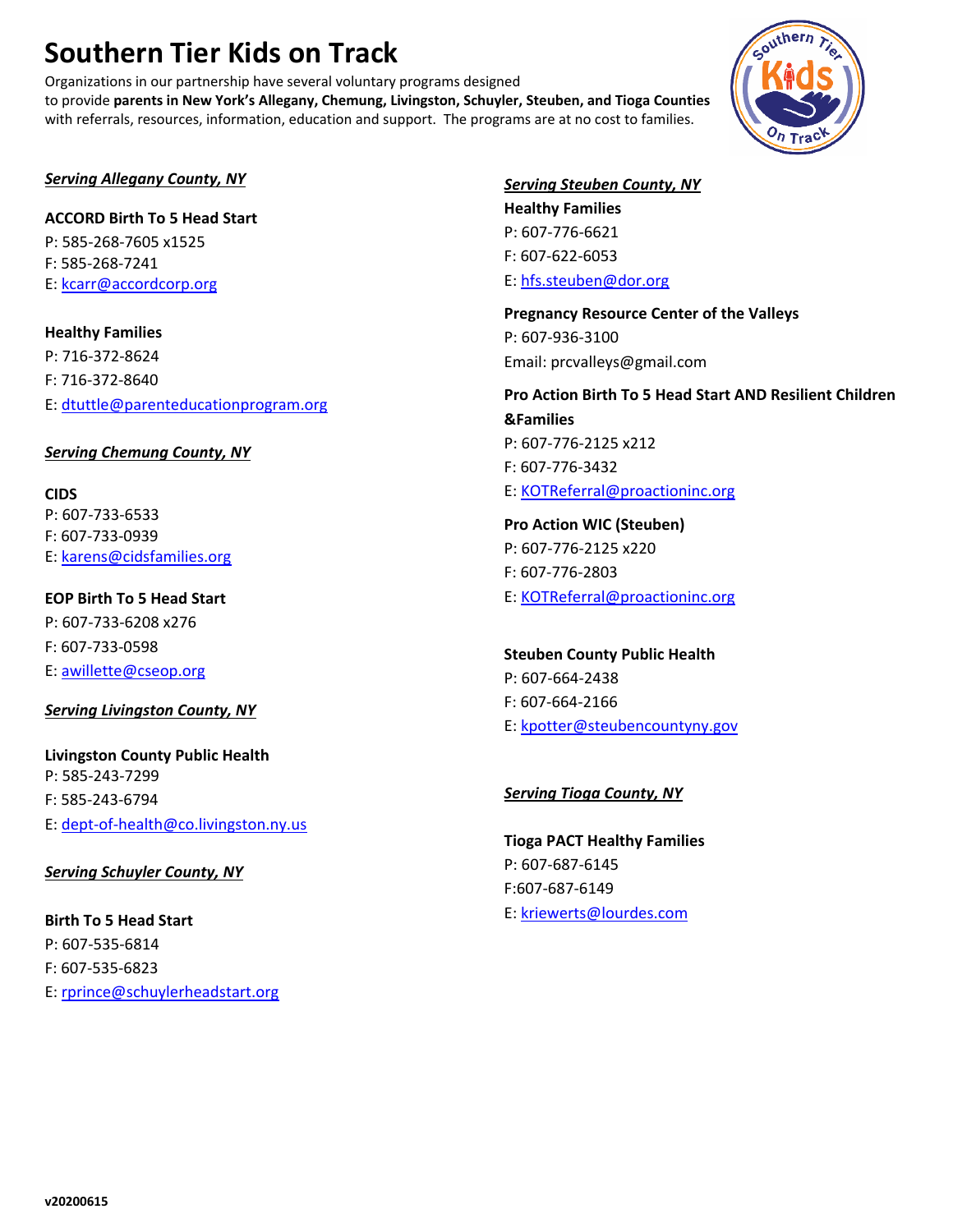# Southern Tier Kids on Track

Organizations in our partnership have several voluntary programs designed to provide **parents in New York's Allegany, Chemung, Livingston, Schuyler, Steuben, and Tioga Counties** with referrals, resources, information, education and support. The programs are at no cost to families.

***Serving Allegany County, NY***

**ACCORD Birth To 5 Head Start**
P: 585-268-7605 x1525
F: 585-268-7241
E: kcarr@accordcorp.org

**Healthy Families**
P: 716-372-8624
F: 716-372-8640
E: dtuttle@parenteducationprogram.org

***Serving Chemung County, NY***

**CIDS**
P: 607-733-6533
F: 607-733-0939
E: karens@cidsfamilies.org

**EOP Birth To 5 Head Start**
P: 607-733-6208 x276
F: 607-733-0598
E: awillette@cseop.org

***Serving Livingston County, NY***

**Livingston County Public Health**
P: 585-243-7299
F: 585-243-6794
E: dept-of-health@co.livingston.ny.us

***Serving Schuyler County, NY***

**Birth To 5 Head Start**
P: 607-535-6814
F: 607-535-6823
E: rprince@schuylerheadstart.org

***Serving Steuben County, NY***

**Healthy Families**
P: 607-776-6621
F: 607-622-6053
E: hfs.steuben@dor.org

**Pregnancy Resource Center of the Valleys**
P: 607-936-3100
Email: prcvalleys@gmail.com

**Pro Action Birth To 5 Head Start AND Resilient Children &Families**
P: 607-776-2125 x212
F: 607-776-3432
E: KOTReferral@proactioninc.org

**Pro Action WIC (Steuben)**
P: 607-776-2125 x220
F: 607-776-2803
E: KOTReferral@proactioninc.org

**Steuben County Public Health**
P: 607-664-2438
F: 607-664-2166
E: kpotter@steubencountyny.gov

***Serving Tioga County, NY***

**Tioga PACT Healthy Families**
P: 607-687-6145
F:607-687-6149
E: kriewerts@lourdes.com

**v20200615**